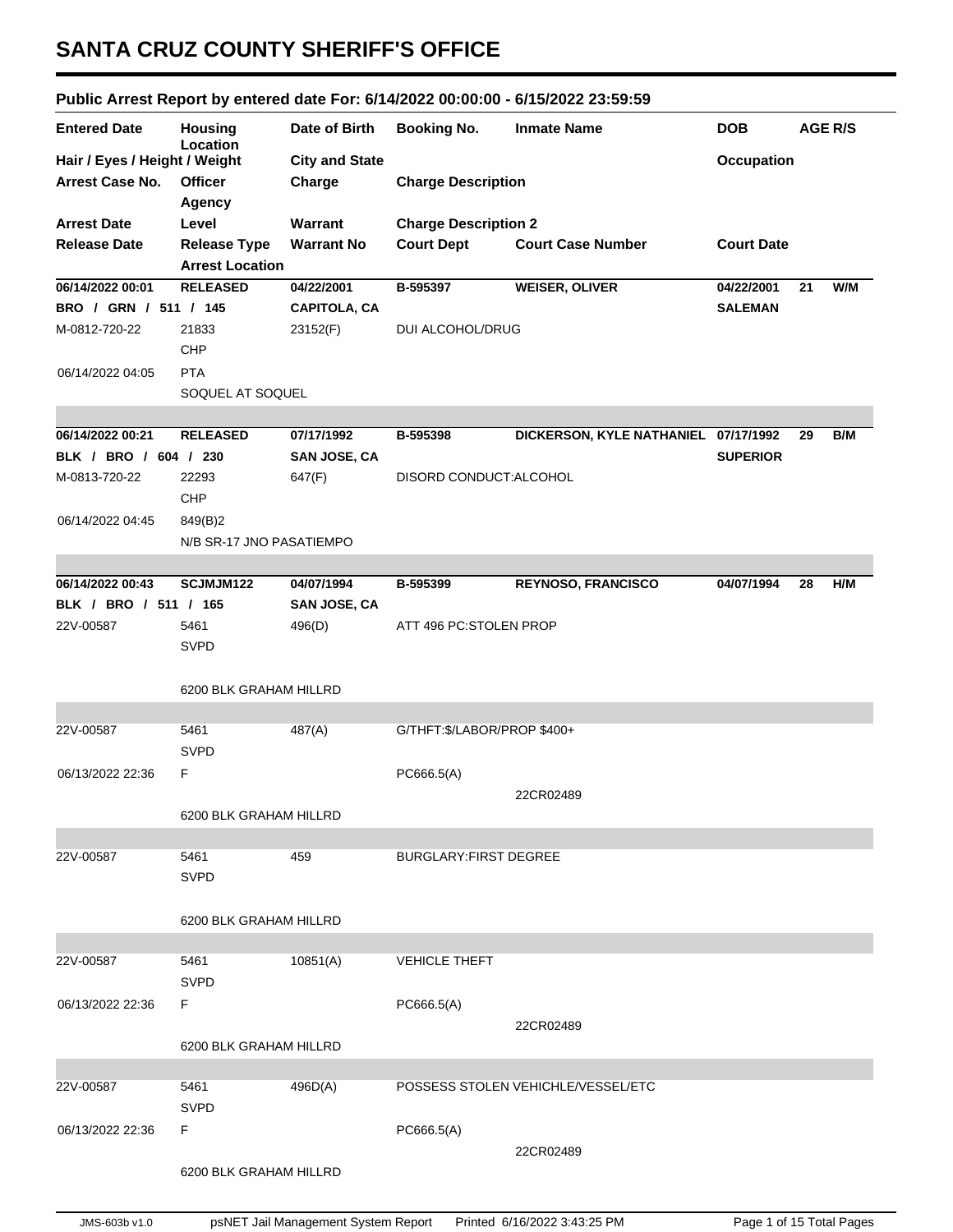# SANTA CRUZ COUNTY SHERIFF'S OFFICE

## Public Arrest Report by entered date For: 6/14/2022 00:00:00 - 6/15/2022 23:59:59

| Entered Date | Housing Location | Date of Birth | Booking No. | Inmate Name | DOB | AGE | R/S |
|---|---|---|---|---|---|---|---|
| Hair / Eyes / Height / Weight | | City and State | | | Occupation | | |
| Arrest Case No. | Officer / Agency | Charge | Charge Description | | | | |
| Arrest Date | Level | Warrant | Charge Description 2 | | | | |
| Release Date | Release Type / Arrest Location | Warrant No | Court Dept | Court Case Number | Court Date | | |
| **06/14/2022 00:01** | **RELEASED** | **04/22/2001** | **B-595397** | **WEISER, OLIVER** | **04/22/2001** | **21** | **W/M** |
| **BRO / GRN / 511 / 145** | | **CAPITOLA, CA** | | | **SALEMAN** | | |
| M-0812-720-22 | 21833 CHP | 23152(F) | DUI ALCOHOL/DRUG | | | | |
| 06/14/2022 04:05 | PTA | | | | | | |
| | SOQUEL AT SOQUEL | | | | | | |
| **06/14/2022 00:21** | **RELEASED** | **07/17/1992** | **B-595398** | **DICKERSON, KYLE NATHANIEL** | **07/17/1992** | **29** | **B/M** |
| **BLK / BRO / 604 / 230** | | **SAN JOSE, CA** | | | **SUPERIOR** | | |
| M-0813-720-22 | 22293 CHP | 647(F) | DISORD CONDUCT:ALCOHOL | | | | |
| 06/14/2022 04:45 | 849(B)2 | | | | | | |
| | N/B SR-17 JNO PASATIEMPO | | | | | | |
| **06/14/2022 00:43** | **SCJMJM122** | **04/07/1994** | **B-595399** | **REYNOSO, FRANCISCO** | **04/07/1994** | **28** | **H/M** |
| **BLK / BRO / 511 / 165** | | **SAN JOSE, CA** | | | | | |
| 22V-00587 | 5461 SVPD | 496(D) | ATT 496 PC:STOLEN PROP | | | | |
| | 6200 BLK GRAHAM HILLRD | | | | | | |
| 22V-00587 | 5461 SVPD | 487(A) | G/THFT:$/LABOR/PROP $400+ | | | | |
| 06/13/2022 22:36 | F | | PC666.5(A) | | | | |
| | | | | 22CR02489 | | | |
| | 6200 BLK GRAHAM HILLRD | | | | | | |
| 22V-00587 | 5461 SVPD | 459 | BURGLARY:FIRST DEGREE | | | | |
| | 6200 BLK GRAHAM HILLRD | | | | | | |
| 22V-00587 | 5461 SVPD | 10851(A) | VEHICLE THEFT | | | | |
| 06/13/2022 22:36 | F | | PC666.5(A) | | | | |
| | | | | 22CR02489 | | | |
| | 6200 BLK GRAHAM HILLRD | | | | | | |
| 22V-00587 | 5461 SVPD | 496D(A) | POSSESS STOLEN VEHICHLE/VESSEL/ETC | | | | |
| 06/13/2022 22:36 | F | | PC666.5(A) | | | | |
| | | | | 22CR02489 | | | |
| | 6200 BLK GRAHAM HILLRD | | | | | | |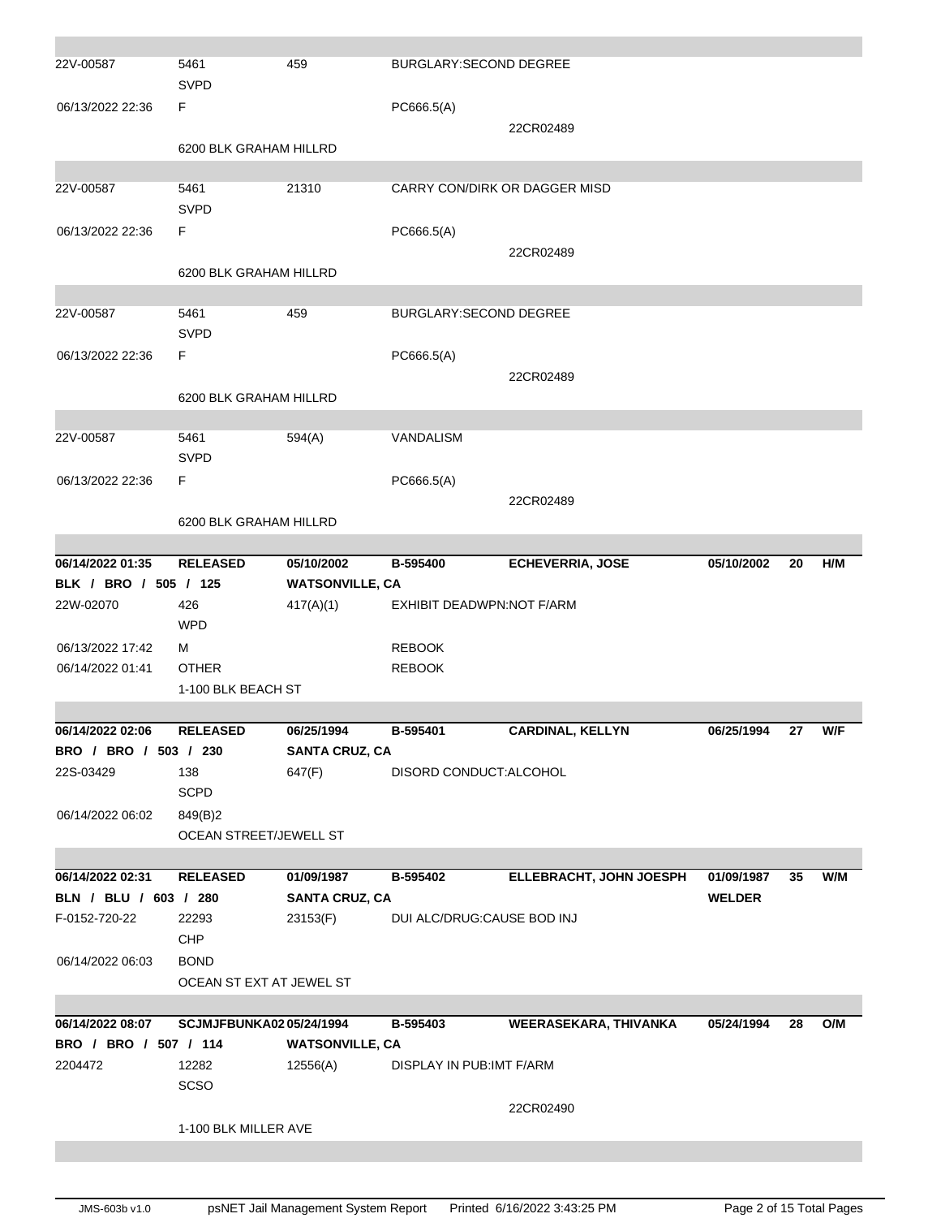| | | | | | | | |
|---|---|---|---|---|---|---|---|
| 22V-00587 | 5461<br>SVPD | 459 | BURGLARY:SECOND DEGREE | | | | |
| 06/13/2022 22:36 | F | | PC666.5(A) | | | | |
| | | | | 22CR02489 | | | |
| | 6200 BLK GRAHAM HILLRD | | | | | | |
| 22V-00587 | 5461<br>SVPD | 21310 | CARRY CON/DIRK OR DAGGER MISD | | | | |
| 06/13/2022 22:36 | F | | PC666.5(A) | | | | |
| | | | | 22CR02489 | | | |
| | 6200 BLK GRAHAM HILLRD | | | | | | |
| 22V-00587 | 5461<br>SVPD | 459 | BURGLARY:SECOND DEGREE | | | | |
| 06/13/2022 22:36 | F | | PC666.5(A) | | | | |
| | | | | 22CR02489 | | | |
| | 6200 BLK GRAHAM HILLRD | | | | | | |
| 22V-00587 | 5461<br>SVPD | 594(A) | VANDALISM | | | | |
| 06/13/2022 22:36 | F | | PC666.5(A) | | | | |
| | | | | 22CR02489 | | | |
| | 6200 BLK GRAHAM HILLRD | | | | | | |
| **06/14/2022 01:35** | **RELEASED** | **05/10/2002** | **B-595400** | **ECHEVERRIA, JOSE** | **05/10/2002** | **20** | **H/M** |
| **BLK / BRO / 505 / 125** | | **WATSONVILLE, CA** | | | | | |
| 22W-02070 | 426<br>WPD | 417(A)(1) | EXHIBIT DEADWPN:NOT F/ARM | | | | |
| 06/13/2022 17:42 | M | | REBOOK | | | | |
| 06/14/2022 01:41 | OTHER | | REBOOK | | | | |
| | 1-100 BLK BEACH ST | | | | | | |
| **06/14/2022 02:06** | **RELEASED** | **06/25/1994** | **B-595401** | **CARDINAL, KELLYN** | **06/25/1994** | **27** | **W/F** |
| **BRO / BRO / 503 / 230** | | **SANTA CRUZ, CA** | | | | | |
| 22S-03429 | 138<br>SCPD | 647(F) | DISORD CONDUCT:ALCOHOL | | | | |
| 06/14/2022 06:02 | 849(B)2 | | | | | | |
| | OCEAN STREET/JEWELL ST | | | | | | |
| **06/14/2022 02:31** | **RELEASED** | **01/09/1987** | **B-595402** | **ELLEBRACHT, JOHN JOESPH** | **01/09/1987** | **35** | **W/M** |
| **BLN / BLU / 603 / 280** | | **SANTA CRUZ, CA** | | | **WELDER** | | |
| F-0152-720-22 | 22293<br>CHP | 23153(F) | DUI ALC/DRUG:CAUSE BOD INJ | | | | |
| 06/14/2022 06:03 | BOND | | | | | | |
| | OCEAN ST EXT AT JEWEL ST | | | | | | |
| **06/14/2022 08:07** | **SCJMJFBUNKA02** | **05/24/1994** | **B-595403** | **WEERASEKARA, THIVANKA** | **05/24/1994** | **28** | **O/M** |
| **BRO / BRO / 507 / 114** | | **WATSONVILLE, CA** | | | | | |
| 2204472 | 12282<br>SCSO | 12556(A) | DISPLAY IN PUB:IMT F/ARM | | | | |
| | | | | 22CR02490 | | | |
| | 1-100 BLK MILLER AVE | | | | | | |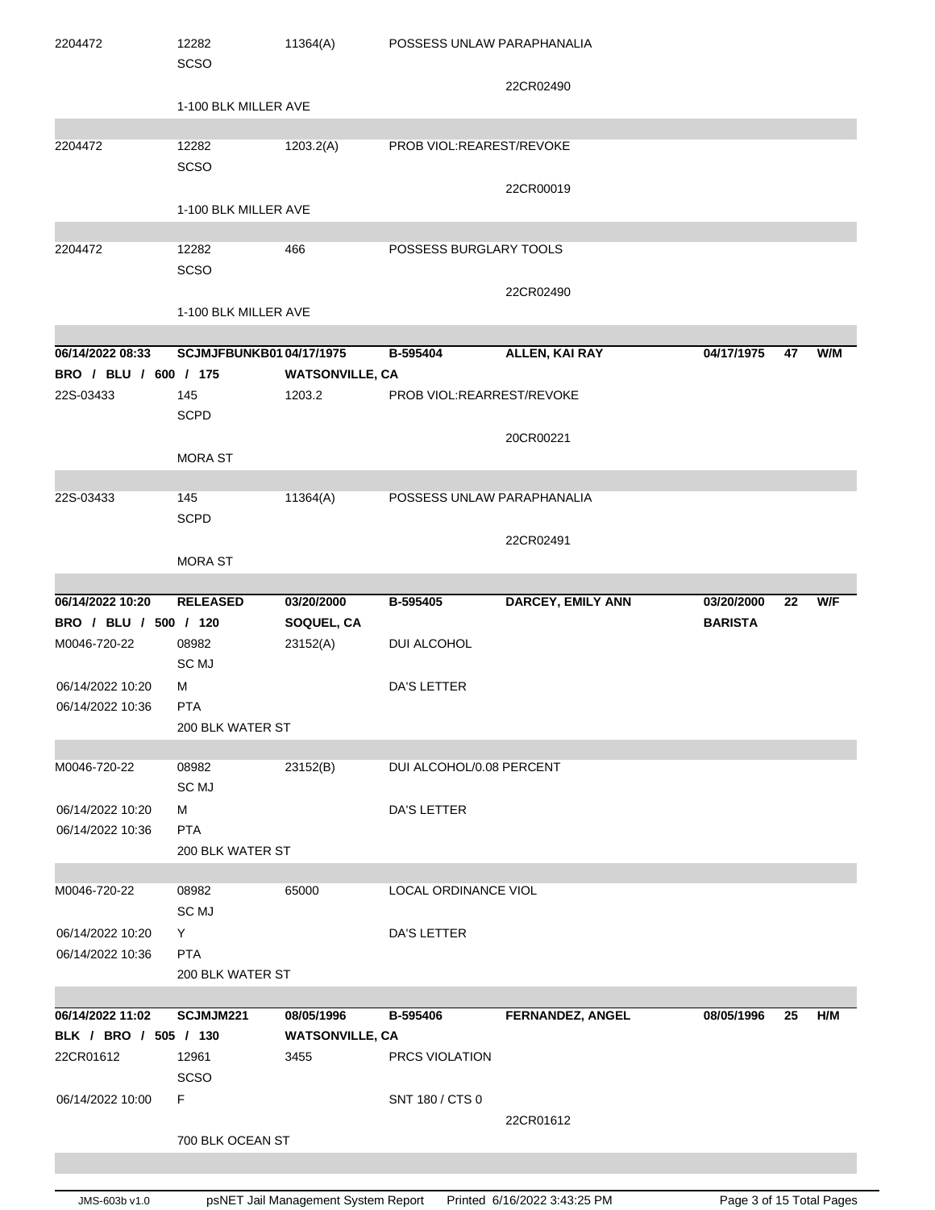| | | | | | | | |
|---|---|---|---|---|---|---|---|
| 2204472 | 12282<br>SCSO | 11364(A) | POSSESS UNLAW PARAPHANALIA | | | | |
| | | | | 22CR02490 | | | |
| | 1-100 BLK MILLER AVE | | | | | | |
| 2204472 | 12282<br>SCSO | 1203.2(A) | PROB VIOL:REAREST/REVOKE | | | | |
| | | | | 22CR00019 | | | |
| | 1-100 BLK MILLER AVE | | | | | | |
| 2204472 | 12282<br>SCSO | 466 | POSSESS BURGLARY TOOLS | | | | |
| | | | | 22CR02490 | | | |
| | 1-100 BLK MILLER AVE | | | | | | |
| **06/14/2022 08:33** | **SCJMJFBUNKB01** | **04/17/1975** | **B-595404** | **ALLEN, KAI RAY** | **04/17/1975** | **47** | **W/M** |
| **BRO / BLU / 600 / 175** | | **WATSONVILLE, CA** | | | | | |
| 22S-03433 | 145<br>SCPD | 1203.2 | PROB VIOL:REARREST/REVOKE | | | | |
| | | | | 20CR00221 | | | |
| | MORA ST | | | | | | |
| 22S-03433 | 145<br>SCPD | 11364(A) | POSSESS UNLAW PARAPHANALIA | | | | |
| | | | | 22CR02491 | | | |
| | MORA ST | | | | | | |
| **06/14/2022 10:20** | **RELEASED** | **03/20/2000** | **B-595405** | **DARCEY, EMILY ANN** | **03/20/2000** | **22** | **W/F** |
| **BRO / BLU / 500 / 120** | | **SOQUEL, CA** | | | **BARISTA** | | |
| M0046-720-22 | 08982<br>SC MJ | 23152(A) | DUI ALCOHOL | | | | |
| 06/14/2022 10:20 | M | | DA'S LETTER | | | | |
| 06/14/2022 10:36 | PTA | | | | | | |
| | 200 BLK WATER ST | | | | | | |
| M0046-720-22 | 08982<br>SC MJ | 23152(B) | DUI ALCOHOL/0.08 PERCENT | | | | |
| 06/14/2022 10:20 | M | | DA'S LETTER | | | | |
| 06/14/2022 10:36 | PTA | | | | | | |
| | 200 BLK WATER ST | | | | | | |
| M0046-720-22 | 08982<br>SC MJ | 65000 | LOCAL ORDINANCE VIOL | | | | |
| 06/14/2022 10:20 | Y | | DA'S LETTER | | | | |
| 06/14/2022 10:36 | PTA | | | | | | |
| | 200 BLK WATER ST | | | | | | |
| **06/14/2022 11:02** | **SCJMJM221** | **08/05/1996** | **B-595406** | **FERNANDEZ, ANGEL** | **08/05/1996** | **25** | **H/M** |
| **BLK / BRO / 505 / 130** | | **WATSONVILLE, CA** | | | | | |
| 22CR01612 | 12961<br>SCSO | 3455 | PRCS VIOLATION | | | | |
| 06/14/2022 10:00 | F | | SNT 180 / CTS 0 | | | | |
| | | | | 22CR01612 | | | |
| | 700 BLK OCEAN ST | | | | | | |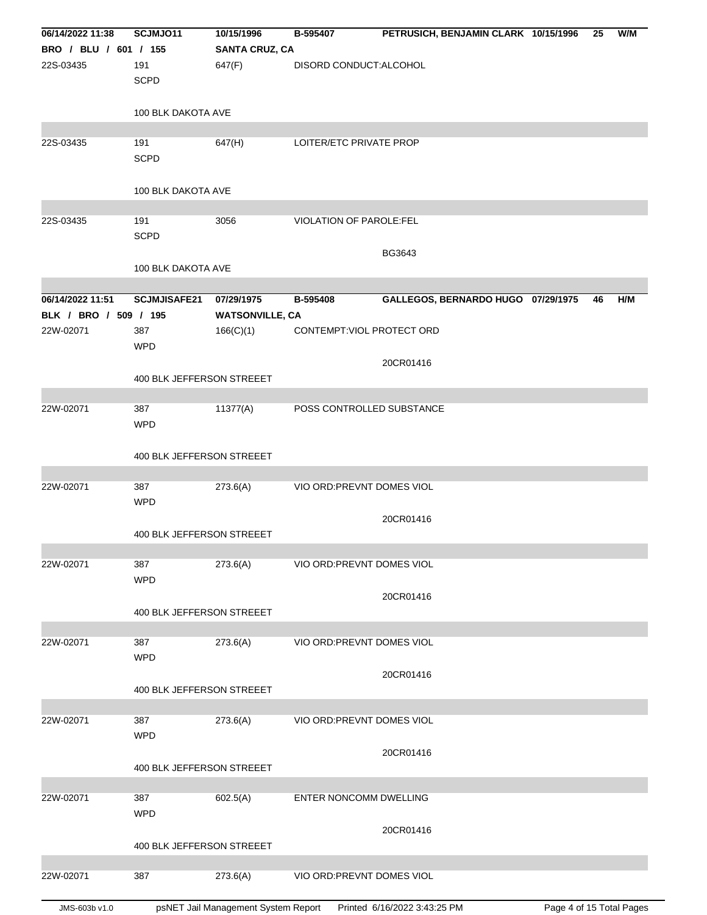| 06/14/2022 11:38 | SCJMJO11 | 10/15/1996 | B-595407 | PETRUSICH, BENJAMIN CLARK 10/15/1996 | 25 | W/M |
|---|---|---|---|---|---|---|
| BRO / BLU / 601 / 155 | | SANTA CRUZ, CA | | | | |
| 22S-03435 | 191<br>SCPD<br><br>100 BLK DAKOTA AVE | 647(F) | DISORD CONDUCT:ALCOHOL | | | |
| 22S-03435 | 191<br>SCPD<br><br>100 BLK DAKOTA AVE | 647(H) | LOITER/ETC PRIVATE PROP | | | |
| 22S-03435 | 191<br>SCPD<br><br>100 BLK DAKOTA AVE | 3056 | VIOLATION OF PAROLE:FEL | BG3643 | | |

| 06/14/2022 11:51 | SCJMJISAFE21 | 07/29/1975 | B-595408 | GALLEGOS, BERNARDO HUGO 07/29/1975 | 46 | H/M |
|---|---|---|---|---|---|---|
| BLK / BRO / 509 / 195 | | WATSONVILLE, CA | | | | |
| 22W-02071 | 387<br>WPD<br><br>400 BLK JEFFERSON STREEET | 166(C)(1) | CONTEMPT:VIOL PROTECT ORD | 20CR01416 | | |
| 22W-02071 | 387<br>WPD<br><br>400 BLK JEFFERSON STREEET | 11377(A) | POSS CONTROLLED SUBSTANCE | | | |
| 22W-02071 | 387<br>WPD<br><br>400 BLK JEFFERSON STREEET | 273.6(A) | VIO ORD:PREVNT DOMES VIOL | 20CR01416 | | |
| 22W-02071 | 387<br>WPD<br><br>400 BLK JEFFERSON STREEET | 273.6(A) | VIO ORD:PREVNT DOMES VIOL | 20CR01416 | | |
| 22W-02071 | 387<br>WPD<br><br>400 BLK JEFFERSON STREEET | 273.6(A) | VIO ORD:PREVNT DOMES VIOL | 20CR01416 | | |
| 22W-02071 | 387<br>WPD<br><br>400 BLK JEFFERSON STREEET | 273.6(A) | VIO ORD:PREVNT DOMES VIOL | 20CR01416 | | |
| 22W-02071 | 387<br>WPD<br><br>400 BLK JEFFERSON STREEET | 602.5(A) | ENTER NONCOMM DWELLING | 20CR01416 | | |
| 22W-02071 | 387 | 273.6(A) | VIO ORD:PREVNT DOMES VIOL | | | |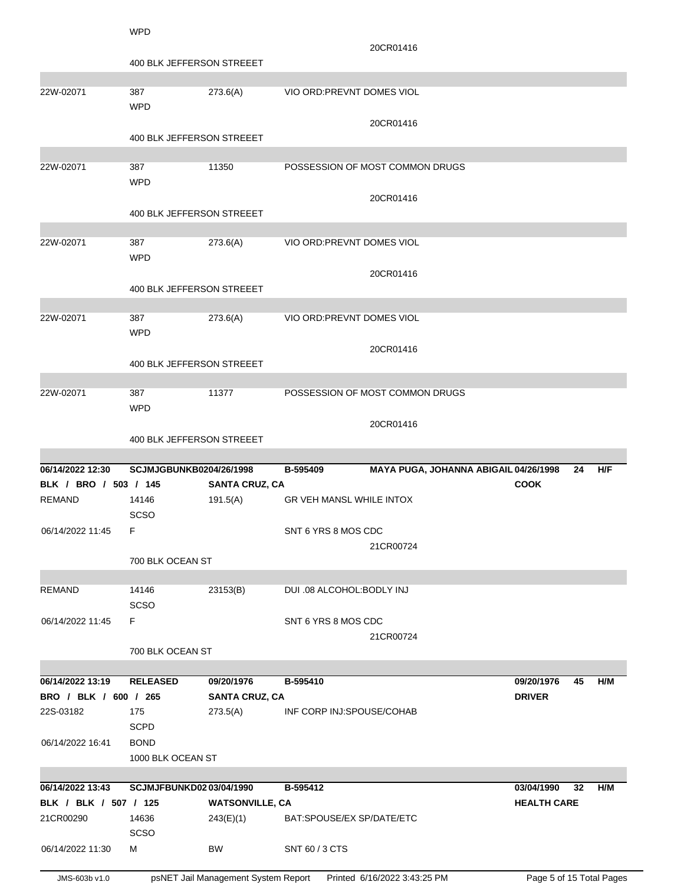| | | | | | | | |
|---|---|---|---|---|---|---|---|
| | WPD | | | | | | |
| | | | 20CR01416 | | | | |
| | 400 BLK JEFFERSON STREEET | | | | | | |
| 22W-02071 | 387 WPD | 273.6(A) | VIO ORD:PREVNT DOMES VIOL | | | | |
| | | | 20CR01416 | | | | |
| | 400 BLK JEFFERSON STREEET | | | | | | |
| 22W-02071 | 387 WPD | 11350 | POSSESSION OF MOST COMMON DRUGS | | | | |
| | | | 20CR01416 | | | | |
| | 400 BLK JEFFERSON STREEET | | | | | | |
| 22W-02071 | 387 WPD | 273.6(A) | VIO ORD:PREVNT DOMES VIOL | | | | |
| | | | 20CR01416 | | | | |
| | 400 BLK JEFFERSON STREEET | | | | | | |
| 22W-02071 | 387 WPD | 273.6(A) | VIO ORD:PREVNT DOMES VIOL | | | | |
| | | | 20CR01416 | | | | |
| | 400 BLK JEFFERSON STREEET | | | | | | |
| 22W-02071 | 387 WPD | 11377 | POSSESSION OF MOST COMMON DRUGS | | | | |
| | | | 20CR01416 | | | | |
| | 400 BLK JEFFERSON STREEET | | | | | | |
| **06/14/2022 12:30** | **SCJMJGBUNKB0204/26/1998** | | **B-595409** | **MAYA PUGA, JOHANNA ABIGAIL 04/26/1998** | | **24** | **H/F** |
| **BLK / BRO / 503 / 145** | | **SANTA CRUZ, CA** | | | **COOK** | | |
| REMAND | 14146 SCSO | 191.5(A) | GR VEH MANSL WHILE INTOX | | | | |
| 06/14/2022 11:45 | F | | SNT 6 YRS 8 MOS CDC | | | | |
| | | | 21CR00724 | | | | |
| | 700 BLK OCEAN ST | | | | | | |
| REMAND | 14146 SCSO | 23153(B) | DUI .08 ALCOHOL:BODLY INJ | | | | |
| 06/14/2022 11:45 | F | | SNT 6 YRS 8 MOS CDC | | | | |
| | | | 21CR00724 | | | | |
| | 700 BLK OCEAN ST | | | | | | |
| **06/14/2022 13:19** | **RELEASED** | **09/20/1976** | **B-595410** | | **09/20/1976** | **45** | **H/M** |
| **BRO / BLK / 600 / 265** | | **SANTA CRUZ, CA** | | | **DRIVER** | | |
| 22S-03182 | 175 SCPD | 273.5(A) | INF CORP INJ:SPOUSE/COHAB | | | | |
| 06/14/2022 16:41 | BOND | | | | | | |
| | 1000 BLK OCEAN ST | | | | | | |
| **06/14/2022 13:43** | **SCJMJFBUNKD02 03/04/1990** | | **B-595412** | | **03/04/1990** | **32** | **H/M** |
| **BLK / BLK / 507 / 125** | | **WATSONVILLE, CA** | | | **HEALTH CARE** | | |
| 21CR00290 | 14636 SCSO | 243(E)(1) | BAT:SPOUSE/EX SP/DATE/ETC | | | | |
| 06/14/2022 11:30 | M | BW | SNT 60 / 3 CTS | | | | |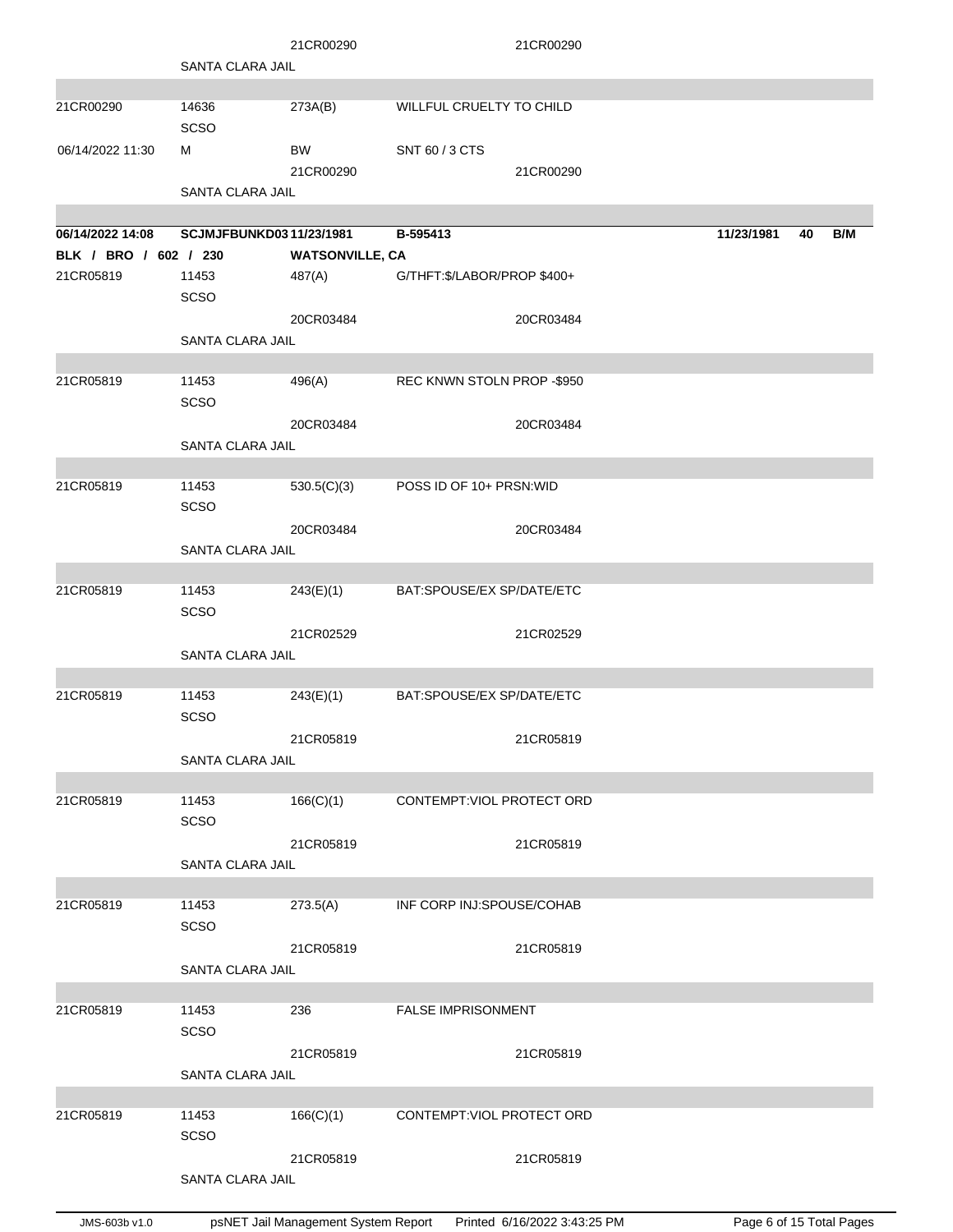| | | | | | | |
|---|---|---|---|---|---|---|
| | | 21CR00290 | | 21CR00290 | | |
| | SANTA CLARA JAIL | | | | | |
| 21CR00290 | 14636 SCSO | 273A(B) | WILLFUL CRUELTY TO CHILD | | | |
| 06/14/2022 11:30 | M | BW | SNT 60 / 3 CTS | | | |
| | | 21CR00290 | | 21CR00290 | | |
| | SANTA CLARA JAIL | | | | | |

| | | | | | | |
|---|---|---|---|---|---|---|
| **06/14/2022 14:08** | **SCJMJFBUNKD03** | **11/23/1981** | **B-595413** | **11/23/1981** | **40** | **B/M** |
| **BLK / BRO / 602 / 230** | | **WATSONVILLE, CA** | | | | |
| 21CR05819 | 11453 SCSO | 487(A) | G/THFT:$/LABOR/PROP $400+ | | | |
| | | 20CR03484 | | 20CR03484 | | |
| | SANTA CLARA JAIL | | | | | |
| 21CR05819 | 11453 SCSO | 496(A) | REC KNWN STOLN PROP -$950 | | | |
| | | 20CR03484 | | 20CR03484 | | |
| | SANTA CLARA JAIL | | | | | |
| 21CR05819 | 11453 SCSO | 530.5(C)(3) | POSS ID OF 10+ PRSN:WID | | | |
| | | 20CR03484 | | 20CR03484 | | |
| | SANTA CLARA JAIL | | | | | |
| 21CR05819 | 11453 SCSO | 243(E)(1) | BAT:SPOUSE/EX SP/DATE/ETC | | | |
| | | 21CR02529 | | 21CR02529 | | |
| | SANTA CLARA JAIL | | | | | |
| 21CR05819 | 11453 SCSO | 243(E)(1) | BAT:SPOUSE/EX SP/DATE/ETC | | | |
| | | 21CR05819 | | 21CR05819 | | |
| | SANTA CLARA JAIL | | | | | |
| 21CR05819 | 11453 SCSO | 166(C)(1) | CONTEMPT:VIOL PROTECT ORD | | | |
| | | 21CR05819 | | 21CR05819 | | |
| | SANTA CLARA JAIL | | | | | |
| 21CR05819 | 11453 SCSO | 273.5(A) | INF CORP INJ:SPOUSE/COHAB | | | |
| | | 21CR05819 | | 21CR05819 | | |
| | SANTA CLARA JAIL | | | | | |
| 21CR05819 | 11453 SCSO | 236 | FALSE IMPRISONMENT | | | |
| | | 21CR05819 | | 21CR05819 | | |
| | SANTA CLARA JAIL | | | | | |
| 21CR05819 | 11453 SCSO | 166(C)(1) | CONTEMPT:VIOL PROTECT ORD | | | |
| | | 21CR05819 | | 21CR05819 | | |
| | SANTA CLARA JAIL | | | | | |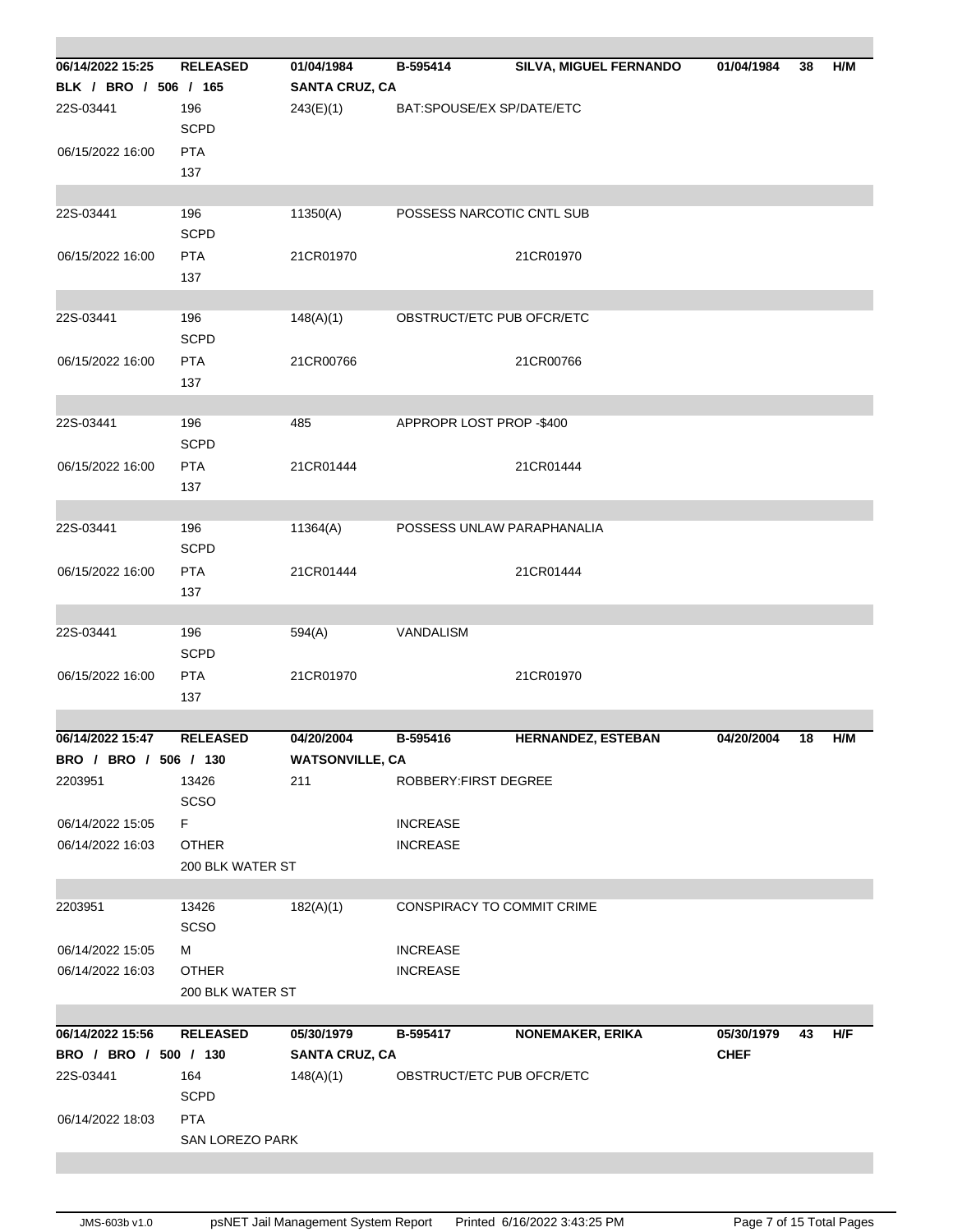| | | | | | | | |
|---|---|---|---|---|---|---|---|
| **06/14/2022 15:25** | **RELEASED** | **01/04/1984** | **B-595414** | **SILVA, MIGUEL FERNANDO** | **01/04/1984** | **38** | **H/M** |
| **BLK / BRO / 506 / 165** | | **SANTA CRUZ, CA** | | | | | |
| 22S-03441 | 196<br>SCPD | 243(E)(1) | BAT:SPOUSE/EX SP/DATE/ETC | | | | |
| 06/15/2022 16:00 | PTA<br>137 | | | | | | |
| 22S-03441 | 196<br>SCPD | 11350(A) | POSSESS NARCOTIC CNTL SUB | | | | |
| 06/15/2022 16:00 | PTA<br>137 | 21CR01970 | | 21CR01970 | | | |
| 22S-03441 | 196<br>SCPD | 148(A)(1) | OBSTRUCT/ETC PUB OFCR/ETC | | | | |
| 06/15/2022 16:00 | PTA<br>137 | 21CR00766 | | 21CR00766 | | | |
| 22S-03441 | 196<br>SCPD | 485 | APPROPR LOST PROP -$400 | | | | |
| 06/15/2022 16:00 | PTA<br>137 | 21CR01444 | | 21CR01444 | | | |
| 22S-03441 | 196<br>SCPD | 11364(A) | POSSESS UNLAW PARAPHANALIA | | | | |
| 06/15/2022 16:00 | PTA<br>137 | 21CR01444 | | 21CR01444 | | | |
| 22S-03441 | 196<br>SCPD | 594(A) | VANDALISM | | | | |
| 06/15/2022 16:00 | PTA<br>137 | 21CR01970 | | 21CR01970 | | | |
| **06/14/2022 15:47** | **RELEASED** | **04/20/2004** | **B-595416** | **HERNANDEZ, ESTEBAN** | **04/20/2004** | **18** | **H/M** |
| **BRO / BRO / 506 / 130** | | **WATSONVILLE, CA** | | | | | |
| 2203951 | 13426<br>SCSO | 211 | ROBBERY:FIRST DEGREE | | | | |
| 06/14/2022 15:05 | F | | INCREASE | | | | |
| 06/14/2022 16:03 | OTHER<br>200 BLK WATER ST | | INCREASE | | | | |
| 2203951 | 13426<br>SCSO | 182(A)(1) | CONSPIRACY TO COMMIT CRIME | | | | |
| 06/14/2022 15:05 | M | | INCREASE | | | | |
| 06/14/2022 16:03 | OTHER<br>200 BLK WATER ST | | INCREASE | | | | |
| **06/14/2022 15:56** | **RELEASED** | **05/30/1979** | **B-595417** | **NONEMAKER, ERIKA** | **05/30/1979** | **43** | **H/F** |
| **BRO / BRO / 500 / 130** | | **SANTA CRUZ, CA** | | | **CHEF** | | |
| 22S-03441 | 164<br>SCPD | 148(A)(1) | OBSTRUCT/ETC PUB OFCR/ETC | | | | |
| 06/14/2022 18:03 | PTA<br>SAN LOREZO PARK | | | | | | |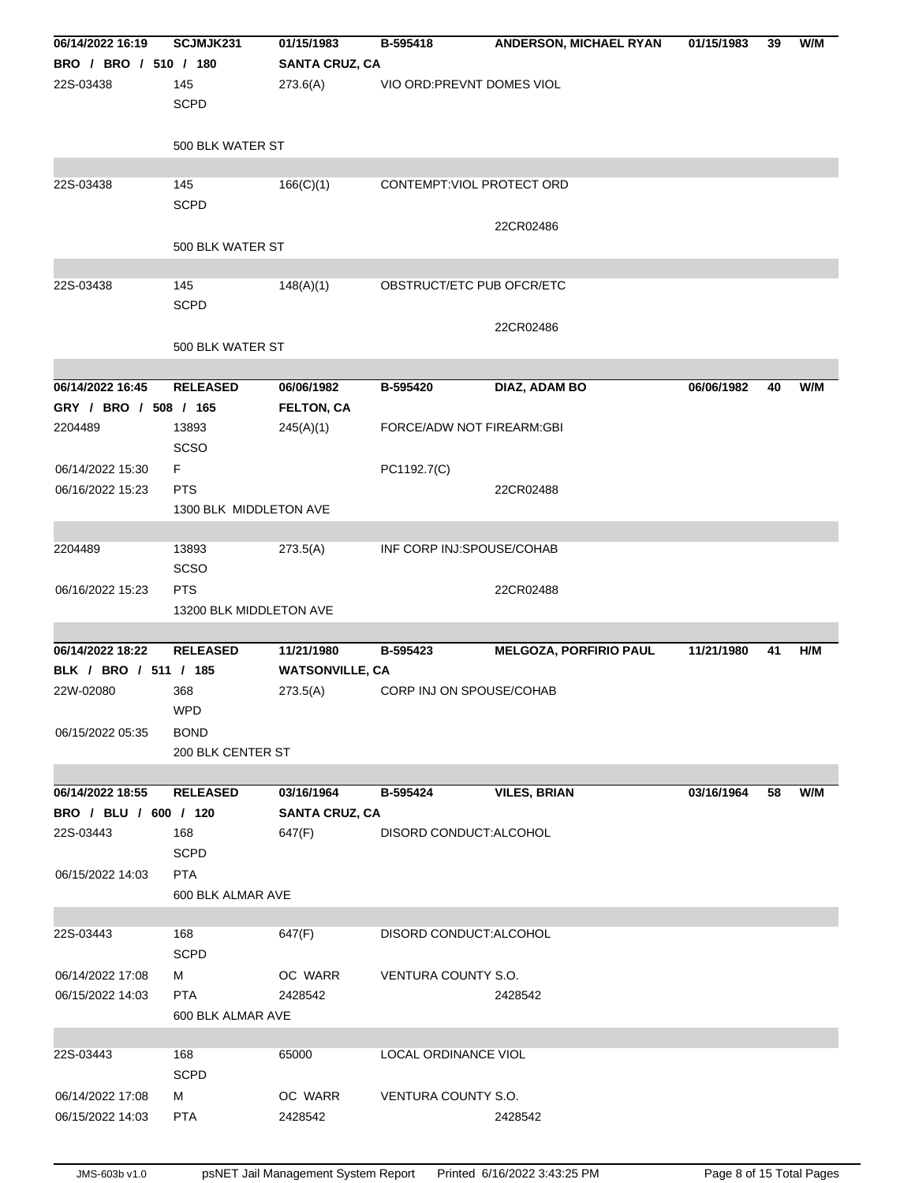| | | | | | | | |
|---|---|---|---|---|---|---|---|
| **06/14/2022 16:19** | **SCJMJK231** | **01/15/1983** | **B-595418** | **ANDERSON, MICHAEL RYAN** | **01/15/1983** | **39** | **W/M** |
| **BRO / BRO / 510 / 180** | | **SANTA CRUZ, CA** | | | | | |
| 22S-03438 | 145<br>SCPD | 273.6(A) | VIO ORD:PREVNT DOMES VIOL | | | | |
| | 500 BLK WATER ST | | | | | | |
| 22S-03438 | 145<br>SCPD | 166(C)(1) | CONTEMPT:VIOL PROTECT ORD | | | | |
| | | | | 22CR02486 | | | |
| | 500 BLK WATER ST | | | | | | |
| 22S-03438 | 145<br>SCPD | 148(A)(1) | OBSTRUCT/ETC PUB OFCR/ETC | | | | |
| | | | | 22CR02486 | | | |
| | 500 BLK WATER ST | | | | | | |
| **06/14/2022 16:45** | **RELEASED** | **06/06/1982** | **B-595420** | **DIAZ, ADAM BO** | **06/06/1982** | **40** | **W/M** |
| **GRY / BRO / 508 / 165** | | **FELTON, CA** | | | | | |
| 2204489 | 13893<br>SCSO | 245(A)(1) | FORCE/ADW NOT FIREARM:GBI | | | | |
| 06/14/2022 15:30 | F | | PC1192.7(C) | | | | |
| 06/16/2022 15:23 | PTS | | | 22CR02488 | | | |
| | 1300 BLK MIDDLETON AVE | | | | | | |
| 2204489 | 13893<br>SCSO | 273.5(A) | INF CORP INJ:SPOUSE/COHAB | | | | |
| 06/16/2022 15:23 | PTS | | | 22CR02488 | | | |
| | 13200 BLK MIDDLETON AVE | | | | | | |
| **06/14/2022 18:22** | **RELEASED** | **11/21/1980** | **B-595423** | **MELGOZA, PORFIRIO PAUL** | **11/21/1980** | **41** | **H/M** |
| **BLK / BRO / 511 / 185** | | **WATSONVILLE, CA** | | | | | |
| 22W-02080 | 368<br>WPD | 273.5(A) | CORP INJ ON SPOUSE/COHAB | | | | |
| 06/15/2022 05:35 | BOND | | | | | | |
| | 200 BLK CENTER ST | | | | | | |
| **06/14/2022 18:55** | **RELEASED** | **03/16/1964** | **B-595424** | **VILES, BRIAN** | **03/16/1964** | **58** | **W/M** |
| **BRO / BLU / 600 / 120** | | **SANTA CRUZ, CA** | | | | | |
| 22S-03443 | 168<br>SCPD | 647(F) | DISORD CONDUCT:ALCOHOL | | | | |
| 06/15/2022 14:03 | PTA | | | | | | |
| | 600 BLK ALMAR AVE | | | | | | |
| 22S-03443 | 168<br>SCPD | 647(F) | DISORD CONDUCT:ALCOHOL | | | | |
| 06/14/2022 17:08 | M | OC WARR | VENTURA COUNTY S.O. | | | | |
| 06/15/2022 14:03 | PTA | 2428542 | | 2428542 | | | |
| | 600 BLK ALMAR AVE | | | | | | |
| 22S-03443 | 168<br>SCPD | 65000 | LOCAL ORDINANCE VIOL | | | | |
| 06/14/2022 17:08 | M | OC WARR | VENTURA COUNTY S.O. | | | | |
| 06/15/2022 14:03 | PTA | 2428542 | | 2428542 | | | |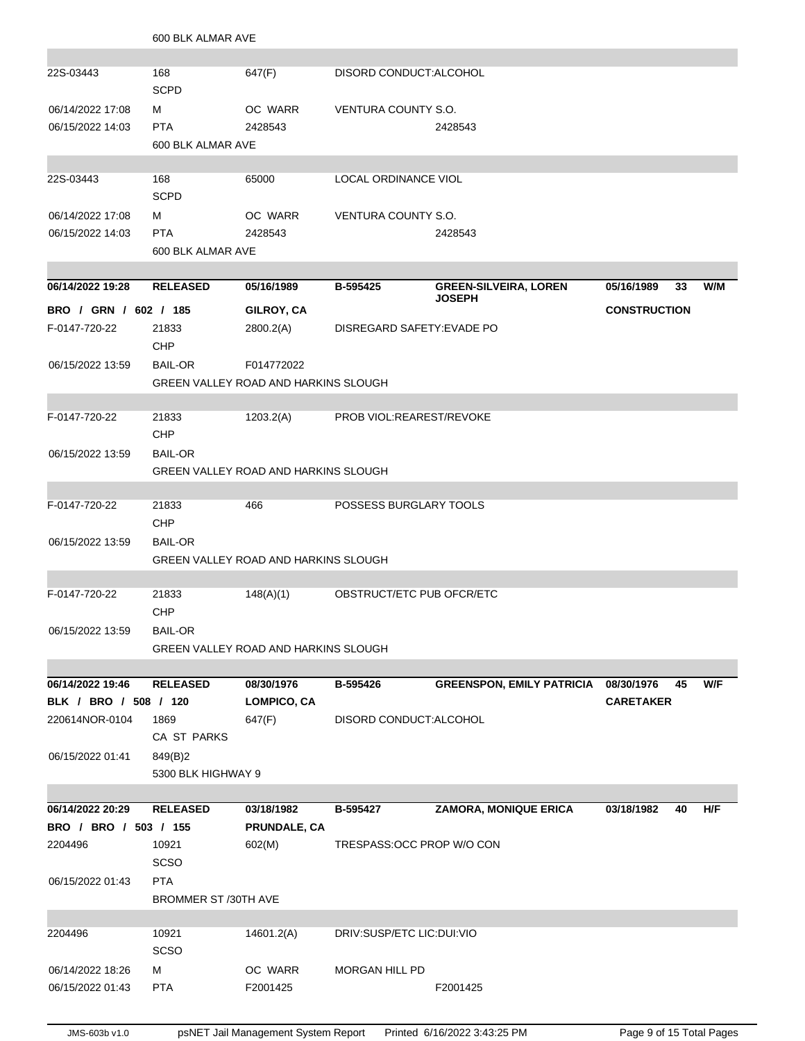600 BLK ALMAR AVE

| | | | | | | | |
|---|---|---|---|---|---|---|---|
| 22S-03443 | 168 SCPD | 647(F) | DISORD CONDUCT:ALCOHOL | | | | |
| 06/14/2022 17:08 | M | OC WARR | VENTURA COUNTY S.O. | | | | |
| 06/15/2022 14:03 | PTA | 2428543 | | 2428543 | | | |
| | 600 BLK ALMAR AVE | | | | | | |
| 22S-03443 | 168 SCPD | 65000 | LOCAL ORDINANCE VIOL | | | | |
| 06/14/2022 17:08 | M | OC WARR | VENTURA COUNTY S.O. | | | | |
| 06/15/2022 14:03 | PTA | 2428543 | | 2428543 | | | |
| | 600 BLK ALMAR AVE | | | | | | |
| **06/14/2022 19:28** | **RELEASED** | **05/16/1989** | **B-595425** | **GREEN-SILVEIRA, LOREN JOSEPH** | **05/16/1989** | **33** | **W/M** |
| **BRO / GRN / 602 / 185** | | **GILROY, CA** | | | **CONSTRUCTION** | | |
| F-0147-720-22 | 21833 CHP | 2800.2(A) | DISREGARD SAFETY:EVADE PO | | | | |
| 06/15/2022 13:59 | BAIL-OR | F014772022 | | | | | |
| | GREEN VALLEY ROAD AND HARKINS SLOUGH | | | | | | |
| F-0147-720-22 | 21833 CHP | 1203.2(A) | PROB VIOL:REAREST/REVOKE | | | | |
| 06/15/2022 13:59 | BAIL-OR | | | | | | |
| | GREEN VALLEY ROAD AND HARKINS SLOUGH | | | | | | |
| F-0147-720-22 | 21833 CHP | 466 | POSSESS BURGLARY TOOLS | | | | |
| 06/15/2022 13:59 | BAIL-OR | | | | | | |
| | GREEN VALLEY ROAD AND HARKINS SLOUGH | | | | | | |
| F-0147-720-22 | 21833 CHP | 148(A)(1) | OBSTRUCT/ETC PUB OFCR/ETC | | | | |
| 06/15/2022 13:59 | BAIL-OR | | | | | | |
| | GREEN VALLEY ROAD AND HARKINS SLOUGH | | | | | | |
| **06/14/2022 19:46** | **RELEASED** | **08/30/1976** | **B-595426** | **GREENSPON, EMILY PATRICIA** | **08/30/1976** | **45** | **W/F** |
| **BLK / BRO / 508 / 120** | | **LOMPICO, CA** | | | **CARETAKER** | | |
| 220614NOR-0104 | 1869 CA ST PARKS | 647(F) | DISORD CONDUCT:ALCOHOL | | | | |
| 06/15/2022 01:41 | 849(B)2 | | | | | | |
| | 5300 BLK HIGHWAY 9 | | | | | | |
| **06/14/2022 20:29** | **RELEASED** | **03/18/1982** | **B-595427** | **ZAMORA, MONIQUE ERICA** | **03/18/1982** | **40** | **H/F** |
| **BRO / BRO / 503 / 155** | | **PRUNDALE, CA** | | | | | |
| 2204496 | 10921 SCSO | 602(M) | TRESPASS:OCC PROP W/O CON | | | | |
| 06/15/2022 01:43 | PTA | | | | | | |
| | BROMMER ST /30TH AVE | | | | | | |
| 2204496 | 10921 SCSO | 14601.2(A) | DRIV:SUSP/ETC LIC:DUI:VIO | | | | |
| 06/14/2022 18:26 | M | OC WARR | MORGAN HILL PD | | | | |
| 06/15/2022 01:43 | PTA | F2001425 | | F2001425 | | | |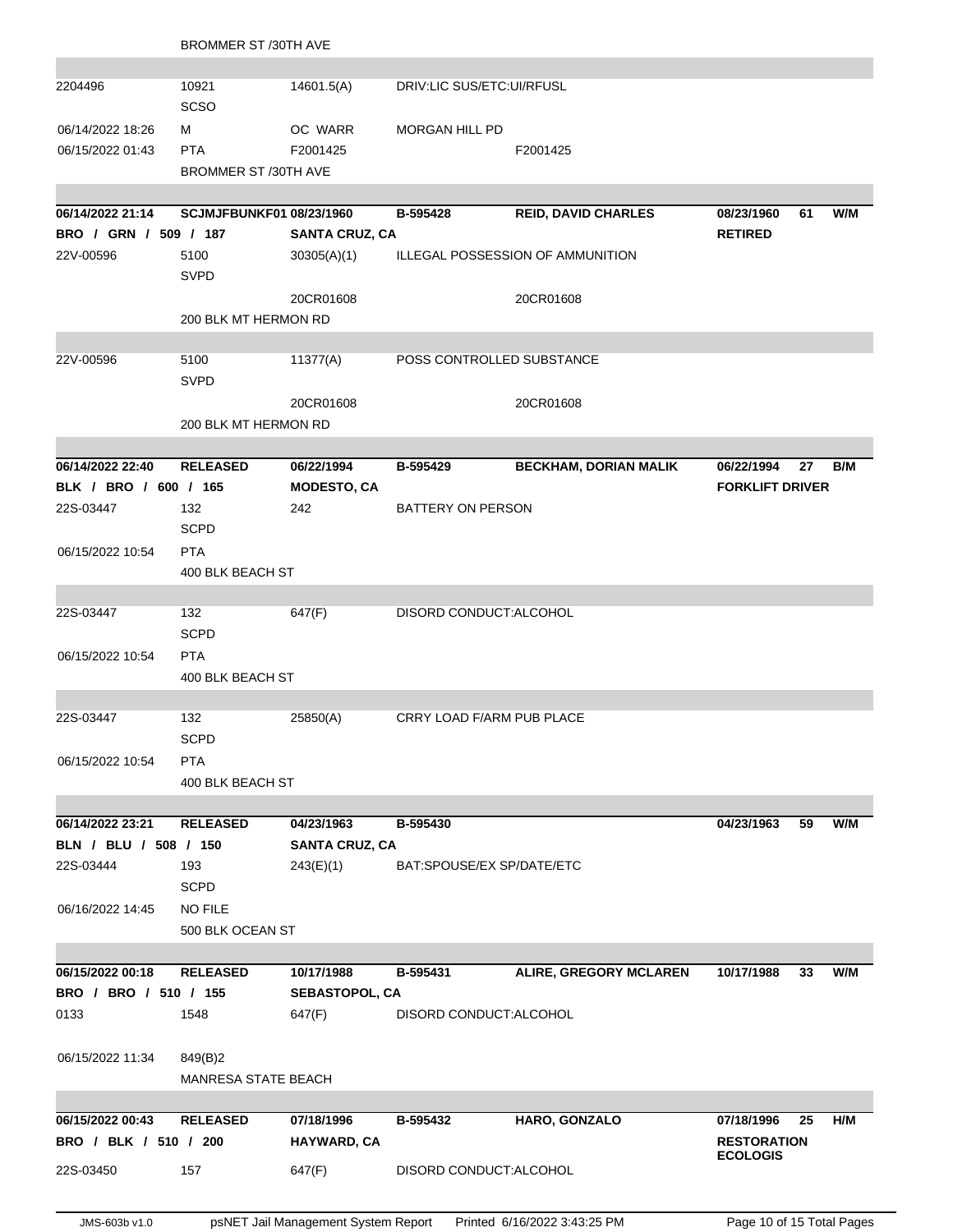| | | | | | | | |
|---|---|---|---|---|---|---|---|
| | BROMMER ST /30TH AVE | | | | | | |
| 2204496 | 10921<br>SCSO | 14601.5(A) | DRIV:LIC SUS/ETC:UI/RFUSL | | | | |
| 06/14/2022 18:26 | M | OC WARR | MORGAN HILL PD | | | | |
| 06/15/2022 01:43 | PTA | F2001425 | | F2001425 | | | |
| | BROMMER ST /30TH AVE | | | | | | |
| **06/14/2022 21:14** | **SCJMJFBUNKF01** | **08/23/1960** | **B-595428** | **REID, DAVID CHARLES** | **08/23/1960** | **61** | **W/M** |
| **BRO / GRN / 509 / 187** | | **SANTA CRUZ, CA** | | | **RETIRED** | | |
| 22V-00596 | 5100<br>SVPD | 30305(A)(1) | ILLEGAL POSSESSION OF AMMUNITION | | | | |
| | | 20CR01608 | | 20CR01608 | | | |
| | 200 BLK MT HERMON RD | | | | | | |
| 22V-00596 | 5100<br>SVPD | 11377(A) | POSS CONTROLLED SUBSTANCE | | | | |
| | | 20CR01608 | | 20CR01608 | | | |
| | 200 BLK MT HERMON RD | | | | | | |
| **06/14/2022 22:40** | **RELEASED** | **06/22/1994** | **B-595429** | **BECKHAM, DORIAN MALIK** | **06/22/1994** | **27** | **B/M** |
| **BLK / BRO / 600 / 165** | | **MODESTO, CA** | | | **FORKLIFT DRIVER** | | |
| 22S-03447 | 132<br>SCPD | 242 | BATTERY ON PERSON | | | | |
| 06/15/2022 10:54 | PTA | | | | | | |
| | 400 BLK BEACH ST | | | | | | |
| 22S-03447 | 132<br>SCPD | 647(F) | DISORD CONDUCT:ALCOHOL | | | | |
| 06/15/2022 10:54 | PTA | | | | | | |
| | 400 BLK BEACH ST | | | | | | |
| 22S-03447 | 132<br>SCPD | 25850(A) | CRRY LOAD F/ARM PUB PLACE | | | | |
| 06/15/2022 10:54 | PTA | | | | | | |
| | 400 BLK BEACH ST | | | | | | |
| **06/14/2022 23:21** | **RELEASED** | **04/23/1963** | **B-595430** | | **04/23/1963** | **59** | **W/M** |
| **BLN / BLU / 508 / 150** | | **SANTA CRUZ, CA** | | | | | |
| 22S-03444 | 193<br>SCPD | 243(E)(1) | BAT:SPOUSE/EX SP/DATE/ETC | | | | |
| 06/16/2022 14:45 | NO FILE | | | | | | |
| | 500 BLK OCEAN ST | | | | | | |
| **06/15/2022 00:18** | **RELEASED** | **10/17/1988** | **B-595431** | **ALIRE, GREGORY MCLAREN** | **10/17/1988** | **33** | **W/M** |
| **BRO / BRO / 510 / 155** | | **SEBASTOPOL, CA** | | | | | |
| 0133 | 1548 | 647(F) | DISORD CONDUCT:ALCOHOL | | | | |
| 06/15/2022 11:34 | 849(B)2 | | | | | | |
| | MANRESA STATE BEACH | | | | | | |
| **06/15/2022 00:43** | **RELEASED** | **07/18/1996** | **B-595432** | **HARO, GONZALO** | **07/18/1996** | **25** | **H/M** |
| **BRO / BLK / 510 / 200** | | **HAYWARD, CA** | | | **RESTORATION ECOLOGIS** | | |
| 22S-03450 | 157 | 647(F) | DISORD CONDUCT:ALCOHOL | | | | |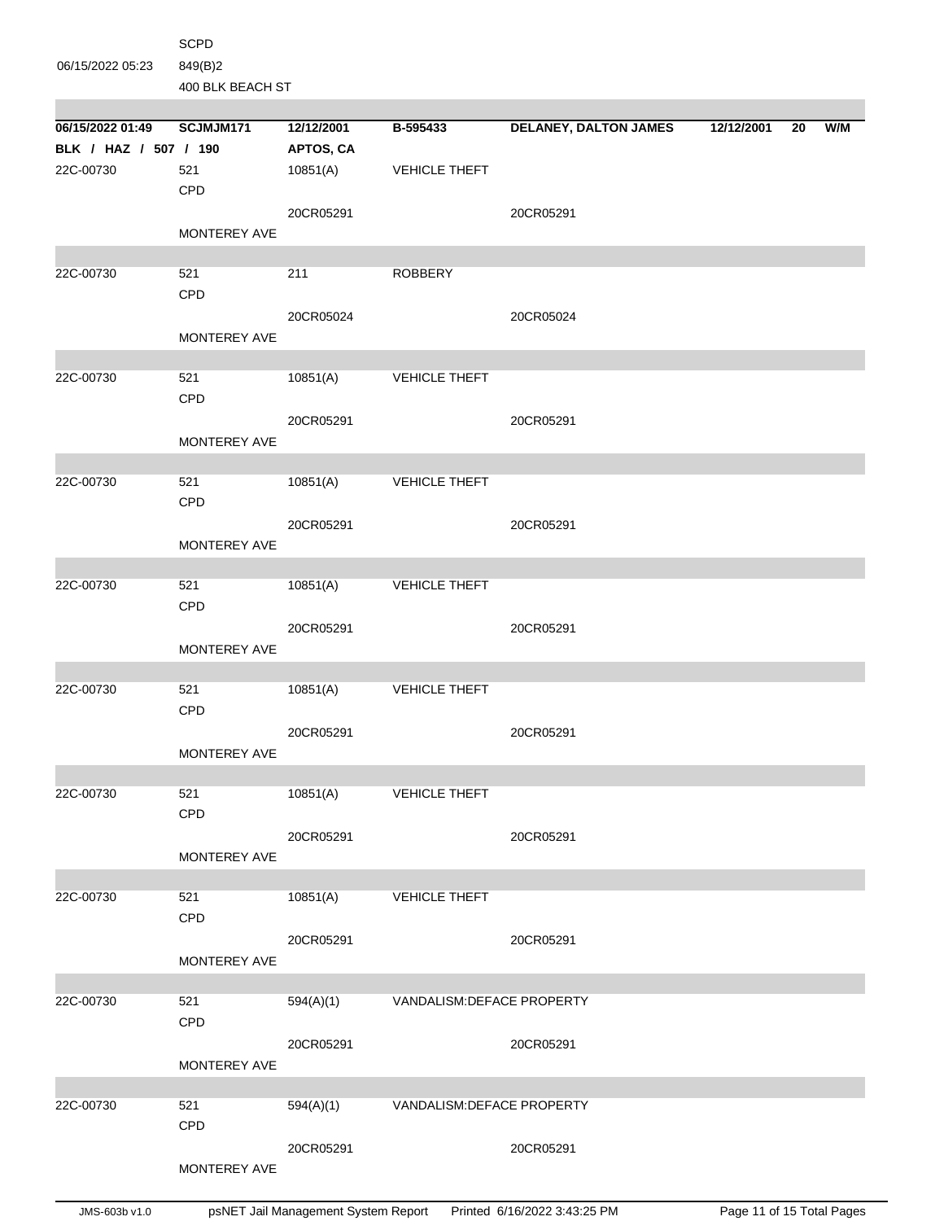| | SCPD | | | | | | |
|---|---|---|---|---|---|---|---|
| 06/15/2022 05:23 | 849(B)2 | | | | | | |
| | 400 BLK BEACH ST | | | | | | |

| **06/15/2022 01:49** | **SCJMJM171** | **12/12/2001** | **B-595433** | **DELANEY, DALTON JAMES** | **12/12/2001** | **20** | **W/M** |
|---|---|---|---|---|---|---|---|
| **BLK / HAZ / 507 / 190** | | **APTOS, CA** | | | | | |
| 22C-00730 | 521 | 10851(A) | VEHICLE THEFT | | | | |
| | CPD | | | | | | |
| | | 20CR05291 | | 20CR05291 | | | |
| | MONTEREY AVE | | | | | | |
| 22C-00730 | 521 | 211 | ROBBERY | | | | |
| | CPD | | | | | | |
| | | 20CR05024 | | 20CR05024 | | | |
| | MONTEREY AVE | | | | | | |
| 22C-00730 | 521 | 10851(A) | VEHICLE THEFT | | | | |
| | CPD | | | | | | |
| | | 20CR05291 | | 20CR05291 | | | |
| | MONTEREY AVE | | | | | | |
| 22C-00730 | 521 | 10851(A) | VEHICLE THEFT | | | | |
| | CPD | | | | | | |
| | | 20CR05291 | | 20CR05291 | | | |
| | MONTEREY AVE | | | | | | |
| 22C-00730 | 521 | 10851(A) | VEHICLE THEFT | | | | |
| | CPD | | | | | | |
| | | 20CR05291 | | 20CR05291 | | | |
| | MONTEREY AVE | | | | | | |
| 22C-00730 | 521 | 10851(A) | VEHICLE THEFT | | | | |
| | CPD | | | | | | |
| | | 20CR05291 | | 20CR05291 | | | |
| | MONTEREY AVE | | | | | | |
| 22C-00730 | 521 | 10851(A) | VEHICLE THEFT | | | | |
| | CPD | | | | | | |
| | | 20CR05291 | | 20CR05291 | | | |
| | MONTEREY AVE | | | | | | |
| 22C-00730 | 521 | 10851(A) | VEHICLE THEFT | | | | |
| | CPD | | | | | | |
| | | 20CR05291 | | 20CR05291 | | | |
| | MONTEREY AVE | | | | | | |
| 22C-00730 | 521 | 594(A)(1) | VANDALISM:DEFACE PROPERTY | | | | |
| | CPD | | | | | | |
| | | 20CR05291 | | 20CR05291 | | | |
| | MONTEREY AVE | | | | | | |
| 22C-00730 | 521 | 594(A)(1) | VANDALISM:DEFACE PROPERTY | | | | |
| | CPD | | | | | | |
| | | 20CR05291 | | 20CR05291 | | | |
| | MONTEREY AVE | | | | | | |

JMS-603b v1.0 psNET Jail Management System Report Printed 6/16/2022 3:43:25 PM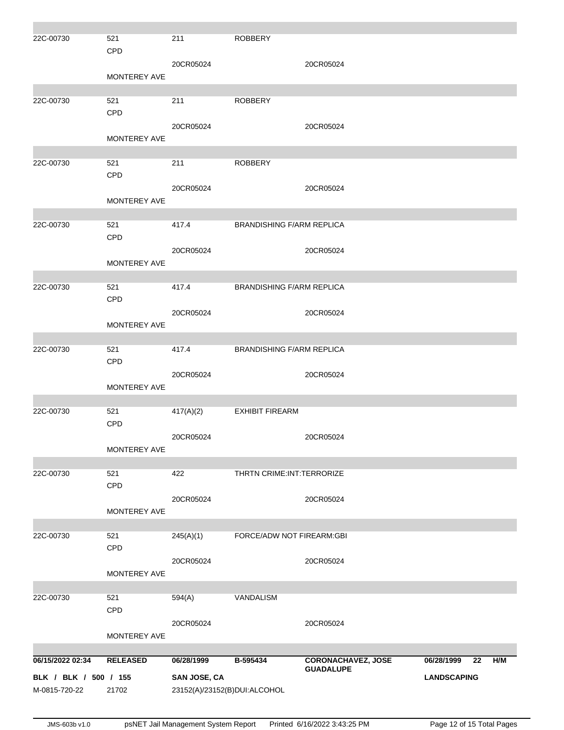| | | | | | |
|---|---|---|---|---|---|
| 22C-00730 | 521 CPD | 211 | ROBBERY | | |
| | | 20CR05024 | | 20CR05024 | |
| | MONTEREY AVE | | | | |
| 22C-00730 | 521 CPD | 211 | ROBBERY | | |
| | | 20CR05024 | | 20CR05024 | |
| | MONTEREY AVE | | | | |
| 22C-00730 | 521 CPD | 211 | ROBBERY | | |
| | | 20CR05024 | | 20CR05024 | |
| | MONTEREY AVE | | | | |
| 22C-00730 | 521 CPD | 417.4 | BRANDISHING F/ARM REPLICA | | |
| | | 20CR05024 | | 20CR05024 | |
| | MONTEREY AVE | | | | |
| 22C-00730 | 521 CPD | 417.4 | BRANDISHING F/ARM REPLICA | | |
| | | 20CR05024 | | 20CR05024 | |
| | MONTEREY AVE | | | | |
| 22C-00730 | 521 CPD | 417.4 | BRANDISHING F/ARM REPLICA | | |
| | | 20CR05024 | | 20CR05024 | |
| | MONTEREY AVE | | | | |
| 22C-00730 | 521 CPD | 417(A)(2) | EXHIBIT FIREARM | | |
| | | 20CR05024 | | 20CR05024 | |
| | MONTEREY AVE | | | | |
| 22C-00730 | 521 CPD | 422 | THRTN CRIME:INT:TERRORIZE | | |
| | | 20CR05024 | | 20CR05024 | |
| | MONTEREY AVE | | | | |
| 22C-00730 | 521 CPD | 245(A)(1) | FORCE/ADW NOT FIREARM:GBI | | |
| | | 20CR05024 | | 20CR05024 | |
| | MONTEREY AVE | | | | |
| 22C-00730 | 521 CPD | 594(A) | VANDALISM | | |
| | | 20CR05024 | | 20CR05024 | |
| | MONTEREY AVE | | | | |
| **06/15/2022 02:34** | **RELEASED** | **06/28/1999** | **B-595434** | **CORONACHAVEZ, JOSE GUADALUPE** | **06/28/1999 22 H/M** |
| **BLK / BLK / 500 / 155** | | **SAN JOSE, CA** | | | **LANDSCAPING** |
| M-0815-720-22 | 21702 | 23152(A)/23152(B)DUI:ALCOHOL | | | |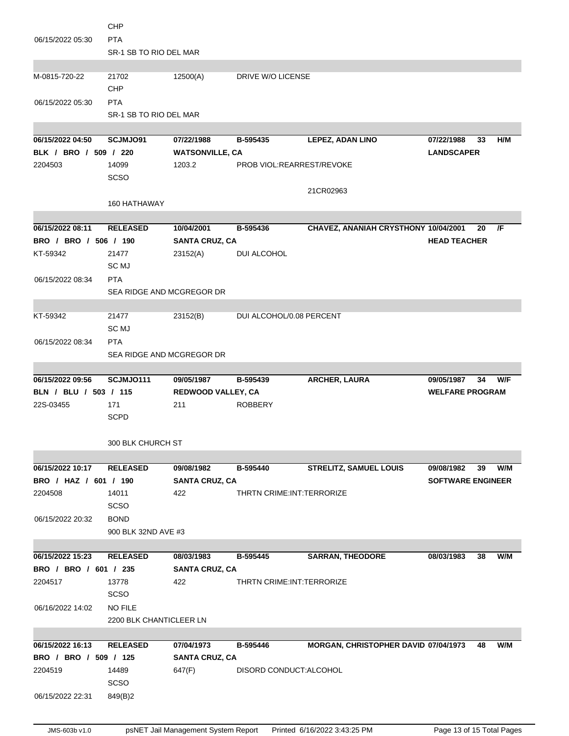| | | | | | | | |
|---|---|---|---|---|---|---|---|
| | CHP | | | | | | |
| 06/15/2022 05:30 | PTA | | | | | | |
| | SR-1 SB TO RIO DEL MAR | | | | | | |
| M-0815-720-22 | 21702 | 12500(A) | DRIVE W/O LICENSE | | | | |
| | CHP | | | | | | |
| 06/15/2022 05:30 | PTA | | | | | | |
| | SR-1 SB TO RIO DEL MAR | | | | | | |
| **06/15/2022 04:50** | **SCJMJO91** | **07/22/1988** | **B-595435** | **LEPEZ, ADAN LINO** | **07/22/1988** | **33** | **H/M** |
| **BLK / BRO / 509 / 220** | | **WATSONVILLE, CA** | | | **LANDSCAPER** | | |
| 2204503 | 14099 | 1203.2 | PROB VIOL:REARREST/REVOKE | | | | |
| | SCSO | | | | | | |
| | | | | 21CR02963 | | | |
| | 160 HATHAWAY | | | | | | |
| **06/15/2022 08:11** | **RELEASED** | **10/04/2001** | **B-595436** | **CHAVEZ, ANANIAH CRYSTHONY** | **10/04/2001** | **20** | **/F** |
| **BRO / BRO / 506 / 190** | | **SANTA CRUZ, CA** | | | **HEAD TEACHER** | | |
| KT-59342 | 21477 | 23152(A) | DUI ALCOHOL | | | | |
| | SC MJ | | | | | | |
| 06/15/2022 08:34 | PTA | | | | | | |
| | SEA RIDGE AND MCGREGOR DR | | | | | | |
| KT-59342 | 21477 | 23152(B) | DUI ALCOHOL/0.08 PERCENT | | | | |
| | SC MJ | | | | | | |
| 06/15/2022 08:34 | PTA | | | | | | |
| | SEA RIDGE AND MCGREGOR DR | | | | | | |
| **06/15/2022 09:56** | **SCJMJO111** | **09/05/1987** | **B-595439** | **ARCHER, LAURA** | **09/05/1987** | **34** | **W/F** |
| **BLN / BLU / 503 / 115** | | **REDWOOD VALLEY, CA** | | | **WELFARE PROGRAM** | | |
| 22S-03455 | 171 | 211 | ROBBERY | | | | |
| | SCPD | | | | | | |
| | 300 BLK CHURCH ST | | | | | | |
| **06/15/2022 10:17** | **RELEASED** | **09/08/1982** | **B-595440** | **STRELITZ, SAMUEL LOUIS** | **09/08/1982** | **39** | **W/M** |
| **BRO / HAZ / 601 / 190** | | **SANTA CRUZ, CA** | | | **SOFTWARE ENGINEER** | | |
| 2204508 | 14011 | 422 | THRTN CRIME:INT:TERRORIZE | | | | |
| | SCSO | | | | | | |
| 06/15/2022 20:32 | BOND | | | | | | |
| | 900 BLK 32ND AVE #3 | | | | | | |
| **06/15/2022 15:23** | **RELEASED** | **08/03/1983** | **B-595445** | **SARRAN, THEODORE** | **08/03/1983** | **38** | **W/M** |
| **BRO / BRO / 601 / 235** | | **SANTA CRUZ, CA** | | | | | |
| 2204517 | 13778 | 422 | THRTN CRIME:INT:TERRORIZE | | | | |
| | SCSO | | | | | | |
| 06/16/2022 14:02 | NO FILE | | | | | | |
| | 2200 BLK CHANTICLEER LN | | | | | | |
| **06/15/2022 16:13** | **RELEASED** | **07/04/1973** | **B-595446** | **MORGAN, CHRISTOPHER DAVID** | **07/04/1973** | **48** | **W/M** |
| **BRO / BRO / 509 / 125** | | **SANTA CRUZ, CA** | | | | | |
| 2204519 | 14489 | 647(F) | DISORD CONDUCT:ALCOHOL | | | | |
| | SCSO | | | | | | |
| 06/15/2022 22:31 | 849(B)2 | | | | | | |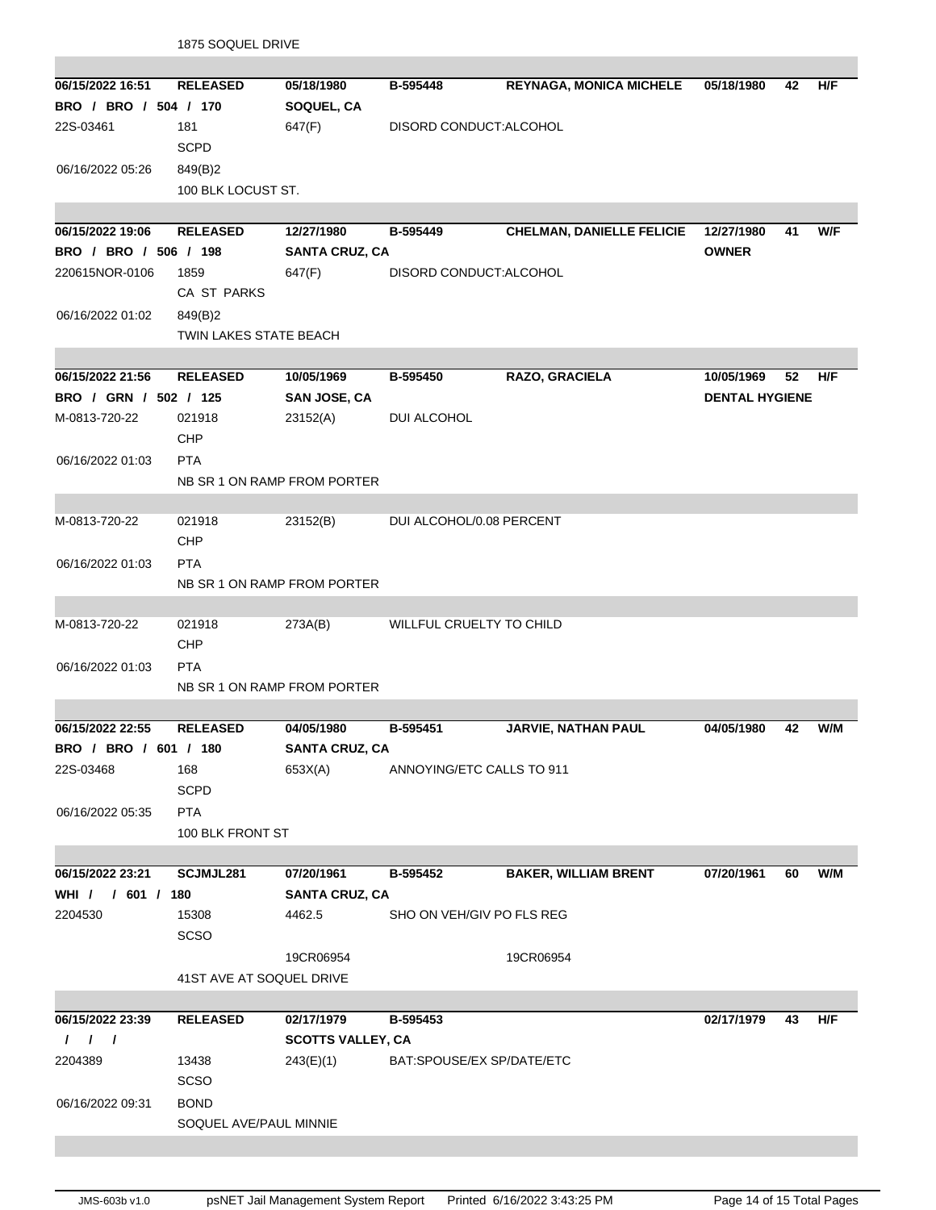1875 SOQUEL DRIVE

| | | | | | | | |
|---|---|---|---|---|---|---|---|
| **06/15/2022 16:51** | **RELEASED** | **05/18/1980** | **B-595448** | **REYNAGA, MONICA MICHELE** | **05/18/1980** | **42** | **H/F** |
| **BRO / BRO / 504 / 170** | | **SOQUEL, CA** | | | | | |
| 22S-03461 | 181 SCPD | 647(F) | DISORD CONDUCT:ALCOHOL | | | | |
| 06/16/2022 05:26 | 849(B)2 | | | | | | |
| | 100 BLK LOCUST ST. | | | | | | |

| | | | | | | | |
|---|---|---|---|---|---|---|---|
| **06/15/2022 19:06** | **RELEASED** | **12/27/1980** | **B-595449** | **CHELMAN, DANIELLE FELICIE** | **12/27/1980** | **41** | **W/F** |
| **BRO / BRO / 506 / 198** | | **SANTA CRUZ, CA** | | | **OWNER** | | |
| 220615NOR-0106 | 1859 CA ST PARKS | 647(F) | DISORD CONDUCT:ALCOHOL | | | | |
| 06/16/2022 01:02 | 849(B)2 | | | | | | |
| | TWIN LAKES STATE BEACH | | | | | | |

| | | | | | | | |
|---|---|---|---|---|---|---|---|
| **06/15/2022 21:56** | **RELEASED** | **10/05/1969** | **B-595450** | **RAZO, GRACIELA** | **10/05/1969** | **52** | **H/F** |
| **BRO / GRN / 502 / 125** | | **SAN JOSE, CA** | | | **DENTAL HYGIENE** | | |
| M-0813-720-22 | 021918 CHP | 23152(A) | DUI ALCOHOL | | | | |
| 06/16/2022 01:03 | PTA | | | | | | |
| | NB SR 1 ON RAMP FROM PORTER | | | | | | |
| M-0813-720-22 | 021918 CHP | 23152(B) | DUI ALCOHOL/0.08 PERCENT | | | | |
| 06/16/2022 01:03 | PTA | | | | | | |
| | NB SR 1 ON RAMP FROM PORTER | | | | | | |
| M-0813-720-22 | 021918 CHP | 273A(B) | WILLFUL CRUELTY TO CHILD | | | | |
| 06/16/2022 01:03 | PTA | | | | | | |
| | NB SR 1 ON RAMP FROM PORTER | | | | | | |

| | | | | | | | |
|---|---|---|---|---|---|---|---|
| **06/15/2022 22:55** | **RELEASED** | **04/05/1980** | **B-595451** | **JARVIE, NATHAN PAUL** | **04/05/1980** | **42** | **W/M** |
| **BRO / BRO / 601 / 180** | | **SANTA CRUZ, CA** | | | | | |
| 22S-03468 | 168 SCPD | 653X(A) | ANNOYING/ETC CALLS TO 911 | | | | |
| 06/16/2022 05:35 | PTA | | | | | | |
| | 100 BLK FRONT ST | | | | | | |

| | | | | | | | |
|---|---|---|---|---|---|---|---|
| **06/15/2022 23:21** | **SCJMJL281** | **07/20/1961** | **B-595452** | **BAKER, WILLIAM BRENT** | **07/20/1961** | **60** | **W/M** |
| **WHI / / 601 / 180** | | **SANTA CRUZ, CA** | | | | | |
| 2204530 | 15308 SCSO | 4462.5 | SHO ON VEH/GIV PO FLS REG | | | | |
| | | 19CR06954 | | 19CR06954 | | | |
| | 41ST AVE AT SOQUEL DRIVE | | | | | | |

| | | | | | | | |
|---|---|---|---|---|---|---|---|
| **06/15/2022 23:39** | **RELEASED** | **02/17/1979** | **B-595453** | | **02/17/1979** | **43** | **H/F** |
| **/ / /** | | **SCOTTS VALLEY, CA** | | | | | |
| 2204389 | 13438 SCSO | 243(E)(1) | BAT:SPOUSE/EX SP/DATE/ETC | | | | |
| 06/16/2022 09:31 | BOND | | | | | | |
| | SOQUEL AVE/PAUL MINNIE | | | | | | |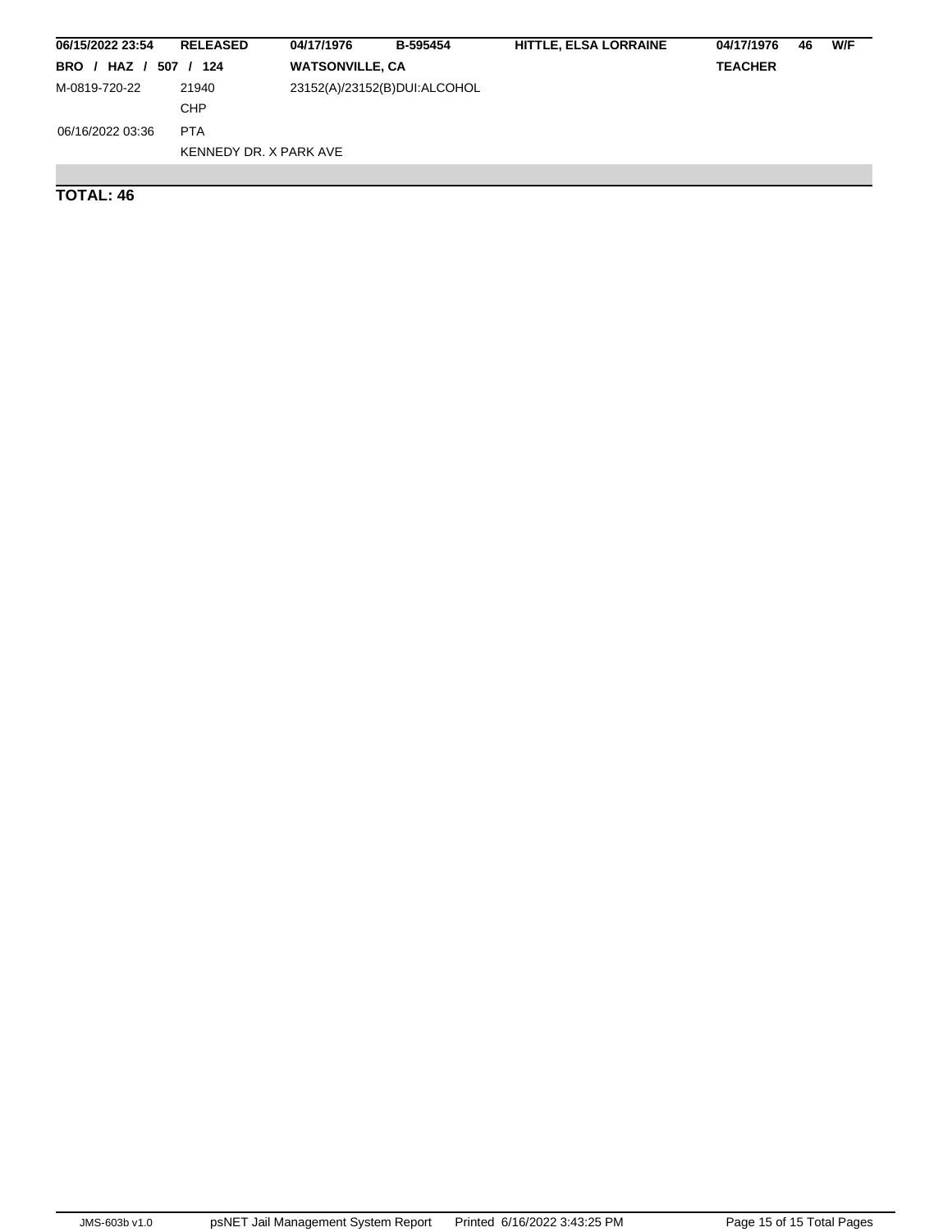| | | | | | | | |
|---|---|---|---|---|---|---|---|
| **06/15/2022 23:54** | **RELEASED** | **04/17/1976** | **B-595454** | **HITTLE, ELSA LORRAINE** | **04/17/1976** | **46** | **W/F** |
| **BRO / HAZ / 507 / 124** | | **WATSONVILLE, CA** | | | **TEACHER** | | |
| M-0819-720-22 | 21940 | 23152(A)/23152(B)DUI:ALCOHOL | | | | | |
| | CHP | | | | | | |
| 06/16/2022 03:36 | PTA | | | | | | |
| | KENNEDY DR. X PARK AVE | | | | | | |

**TOTAL: 46**

JMS-603b v1.0 psNET Jail Management System Report Printed 6/16/2022 3:43:25 PM